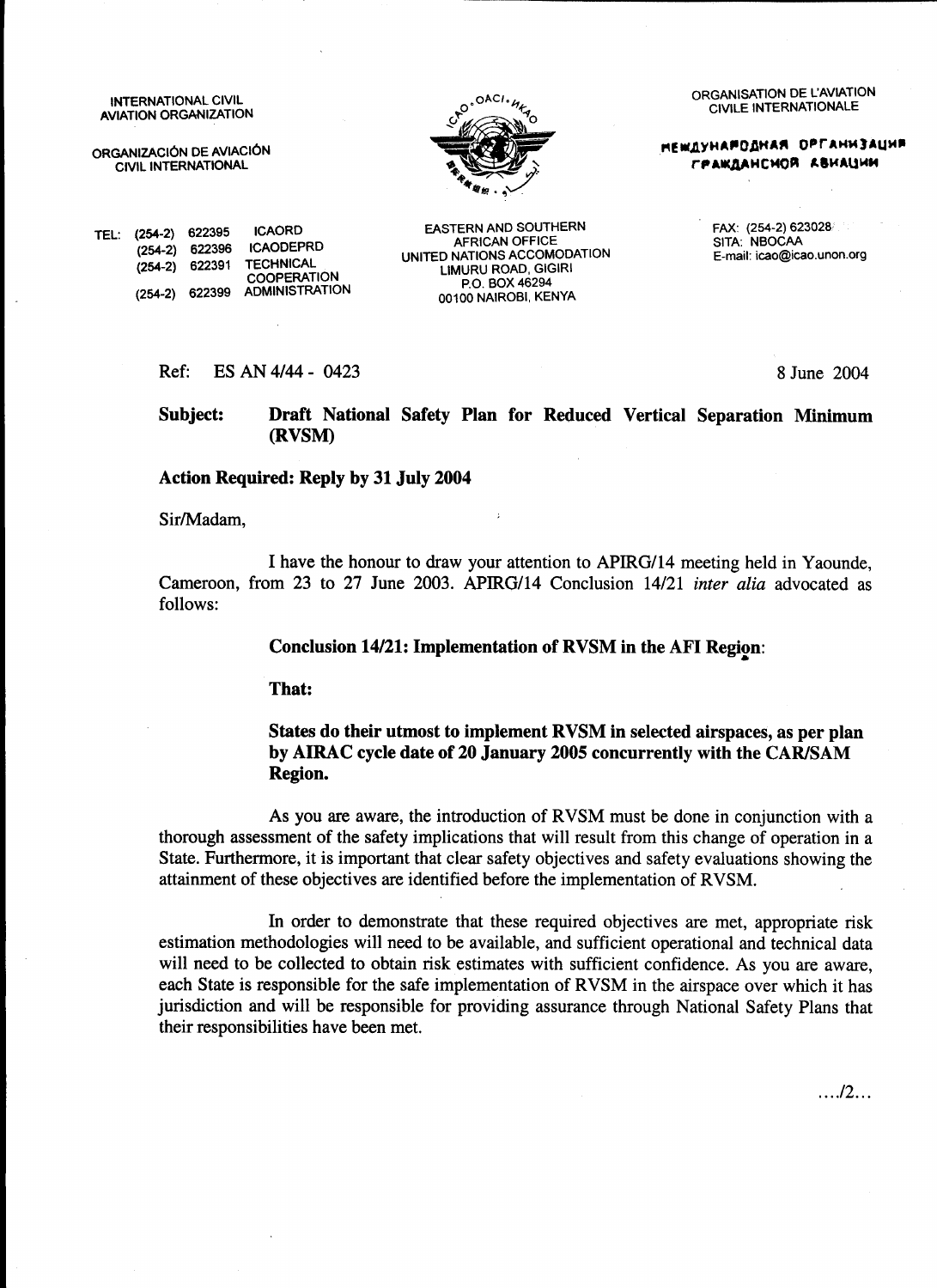INTERNATIONAL CIVIL AVIATION ORGANIZATION

ORGANIZACIÓN DE AVIACIÓN CIVIL INTERNATIONAL

ORGANISATION DE L'AVIATION CIVILE INTERNATIONALE

МЕЖДУНАРОДНАЯ ОРГАНИЗАЦИЯ ГРАЖДАНСКОЙ АВИАЦИИ

TEL: (254-2) 622395 ICAORD
(254-2) 622396 ICAODEPRD
(254-2) 622391 TECHNICAL COOPERATION
(254-2) 622399 ADMINISTRATION

EASTERN AND SOUTHERN AFRICAN OFFICE
UNITED NATIONS ACCOMODATION
LIMURU ROAD, GIGIRI
P.O. BOX 46294
00100 NAIROBI, KENYA

FAX: (254-2) 623028
SITA: NBOCAA
E-mail: icao@icao.unon.org

Ref: ES AN 4/44 - 0423

8 June 2004

**Subject: Draft National Safety Plan for Reduced Vertical Separation Minimum (RVSM)**

**Action Required: Reply by 31 July 2004**

Sir/Madam,

I have the honour to draw your attention to APIRG/14 meeting held in Yaounde, Cameroon, from 23 to 27 June 2003. APIRG/14 Conclusion 14/21 *inter alia* advocated as follows:

**Conclusion 14/21: Implementation of RVSM in the AFI Region:**

**That:**

**States do their utmost to implement RVSM in selected airspaces, as per plan by AIRAC cycle date of 20 January 2005 concurrently with the CAR/SAM Region.**

As you are aware, the introduction of RVSM must be done in conjunction with a thorough assessment of the safety implications that will result from this change of operation in a State. Furthermore, it is important that clear safety objectives and safety evaluations showing the attainment of these objectives are identified before the implementation of RVSM.

In order to demonstrate that these required objectives are met, appropriate risk estimation methodologies will need to be available, and sufficient operational and technical data will need to be collected to obtain risk estimates with sufficient confidence. As you are aware, each State is responsible for the safe implementation of RVSM in the airspace over which it has jurisdiction and will be responsible for providing assurance through National Safety Plans that their responsibilities have been met.

..../2...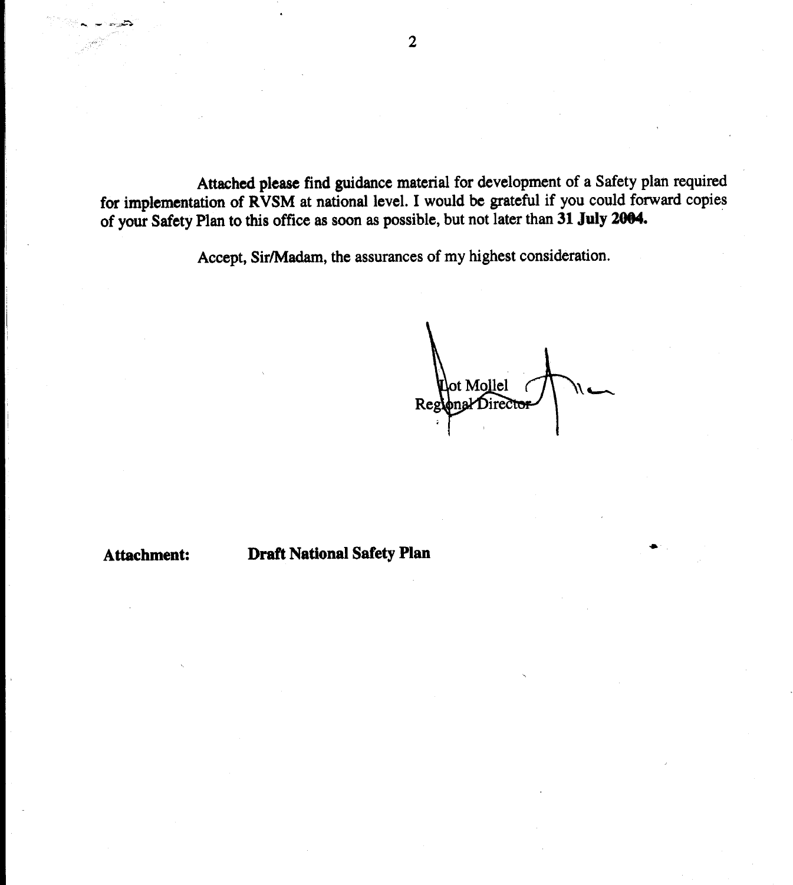Attached please find guidance material for development of a Safety plan required for implementation of RVSM at national level. I would be grateful if you could forward copies of your Safety Plan to this office as soon as possible, but not later than **31 July 2004.**

Accept, Sir/Madam, the assurances of my highest consideration.

Lot Mollel
Regional Director

**Attachment:** **Draft National Safety Plan**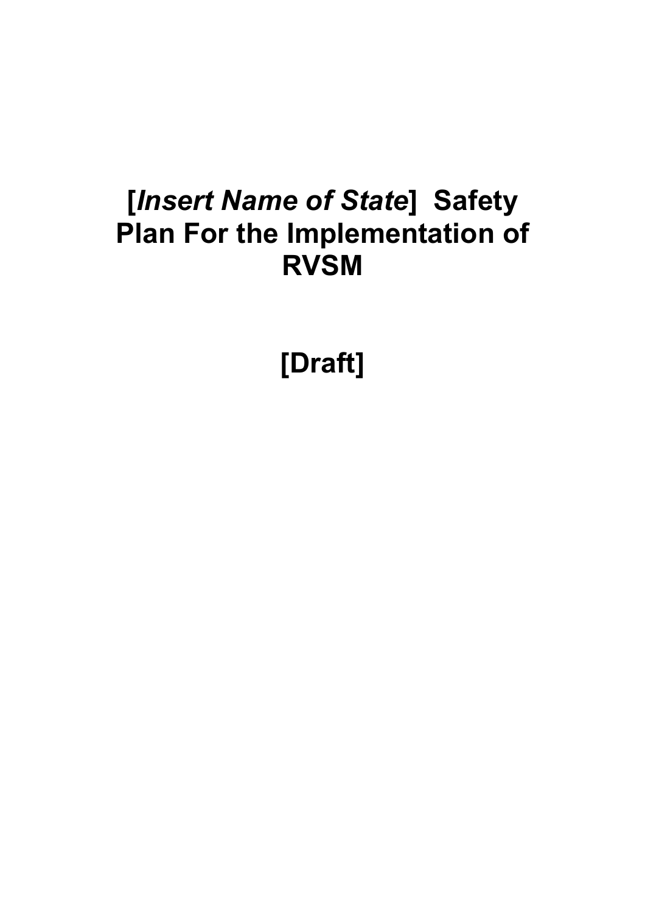# [*Insert Name of State*] Safety Plan For the Implementation of RVSM

# [Draft]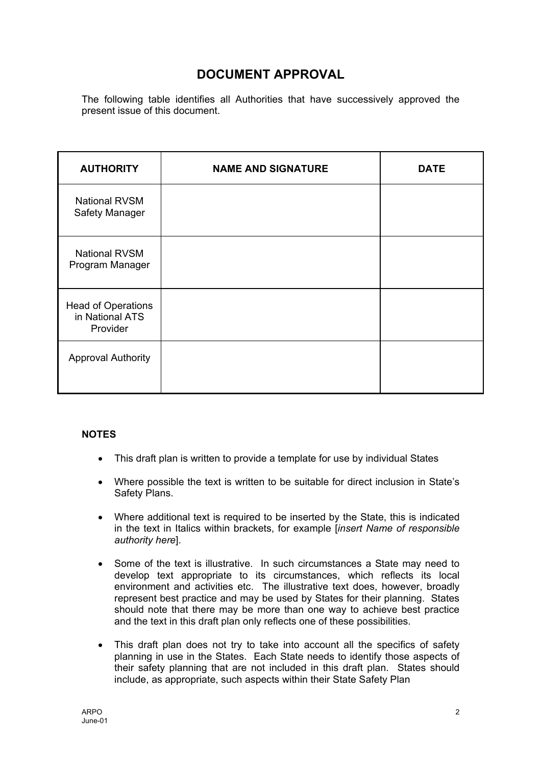# DOCUMENT APPROVAL

The following table identifies all Authorities that have successively approved the present issue of this document.

| AUTHORITY | NAME AND SIGNATURE | DATE |
| --- | --- | --- |
| National RVSM Safety Manager | | |
| National RVSM Program Manager | | |
| Head of Operations in National ATS Provider | | |
| Approval Authority | | |

**NOTES**

- This draft plan is written to provide a template for use by individual States
- Where possible the text is written to be suitable for direct inclusion in State's Safety Plans.
- Where additional text is required to be inserted by the State, this is indicated in the text in Italics within brackets, for example [*insert Name of responsible authority here*].
- Some of the text is illustrative. In such circumstances a State may need to develop text appropriate to its circumstances, which reflects its local environment and activities etc. The illustrative text does, however, broadly represent best practice and may be used by States for their planning. States should note that there may be more than one way to achieve best practice and the text in this draft plan only reflects one of these possibilities.
- This draft plan does not try to take into account all the specifics of safety planning in use in the States. Each State needs to identify those aspects of their safety planning that are not included in this draft plan. States should include, as appropriate, such aspects within their State Safety Plan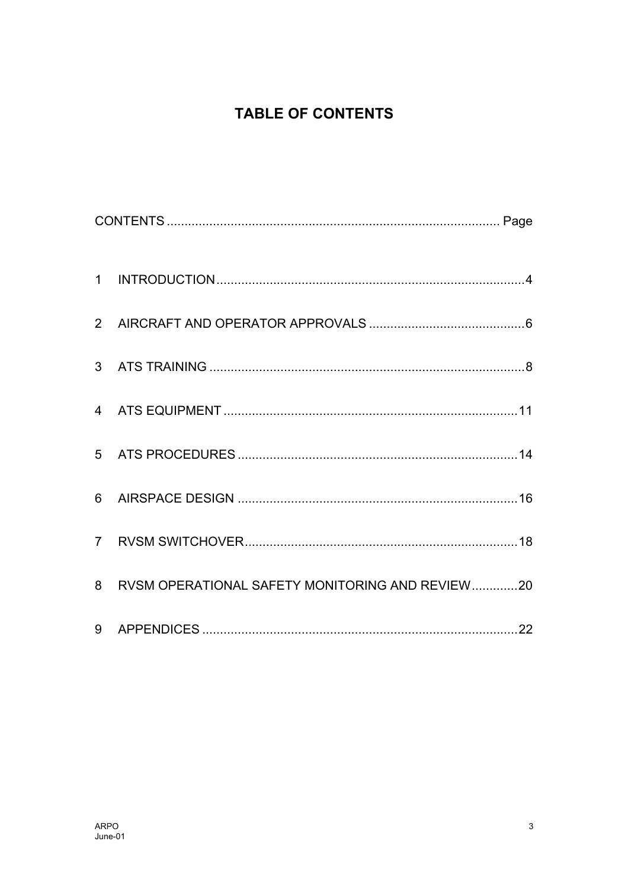# TABLE OF CONTENTS

| CONTENTS | Page |
|---|---|
| 1 INTRODUCTION | 4 |
| 2 AIRCRAFT AND OPERATOR APPROVALS | 6 |
| 3 ATS TRAINING | 8 |
| 4 ATS EQUIPMENT | 11 |
| 5 ATS PROCEDURES | 14 |
| 6 AIRSPACE DESIGN | 16 |
| 7 RVSM SWITCHOVER | 18 |
| 8 RVSM OPERATIONAL SAFETY MONITORING AND REVIEW | 20 |
| 9 APPENDICES | 22 |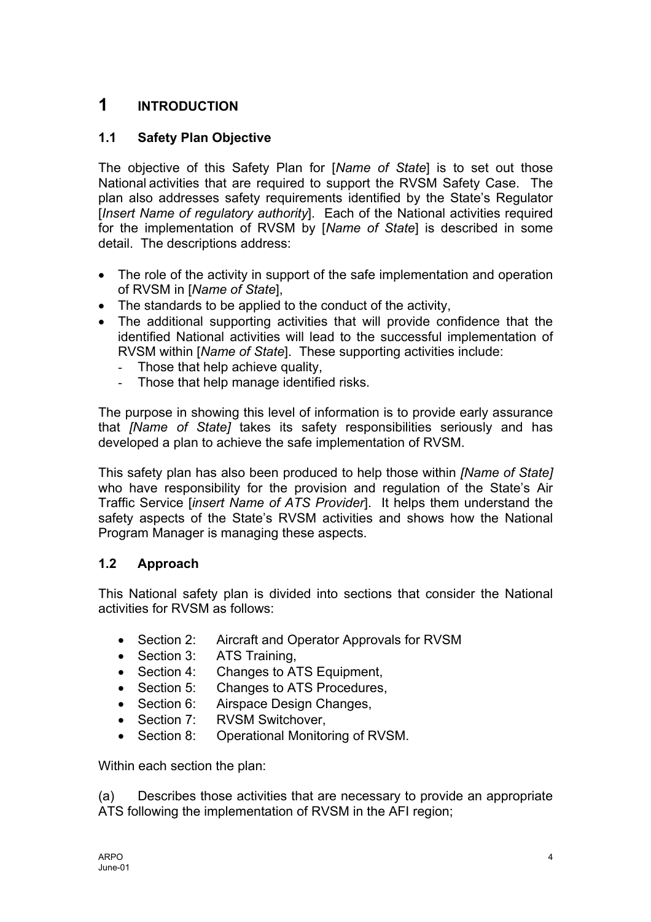# 1 INTRODUCTION

## 1.1 Safety Plan Objective

The objective of this Safety Plan for [*Name of State*] is to set out those National activities that are required to support the RVSM Safety Case. The plan also addresses safety requirements identified by the State's Regulator [*Insert Name of regulatory authority*]. Each of the National activities required for the implementation of RVSM by [*Name of State*] is described in some detail. The descriptions address:

- The role of the activity in support of the safe implementation and operation of RVSM in [*Name of State*],
- The standards to be applied to the conduct of the activity,
- The additional supporting activities that will provide confidence that the identified National activities will lead to the successful implementation of RVSM within [*Name of State*]. These supporting activities include:
  - Those that help achieve quality,
  - Those that help manage identified risks.

The purpose in showing this level of information is to provide early assurance that *[Name of State]* takes its safety responsibilities seriously and has developed a plan to achieve the safe implementation of RVSM.

This safety plan has also been produced to help those within *[Name of State]* who have responsibility for the provision and regulation of the State's Air Traffic Service [*insert Name of ATS Provider*]. It helps them understand the safety aspects of the State's RVSM activities and shows how the National Program Manager is managing these aspects.

## 1.2 Approach

This National safety plan is divided into sections that consider the National activities for RVSM as follows:

- Section 2: Aircraft and Operator Approvals for RVSM
- Section 3: ATS Training,
- Section 4: Changes to ATS Equipment,
- Section 5: Changes to ATS Procedures,
- Section 6: Airspace Design Changes,
- Section 7: RVSM Switchover,
- Section 8: Operational Monitoring of RVSM.

Within each section the plan:

(a) Describes those activities that are necessary to provide an appropriate ATS following the implementation of RVSM in the AFI region;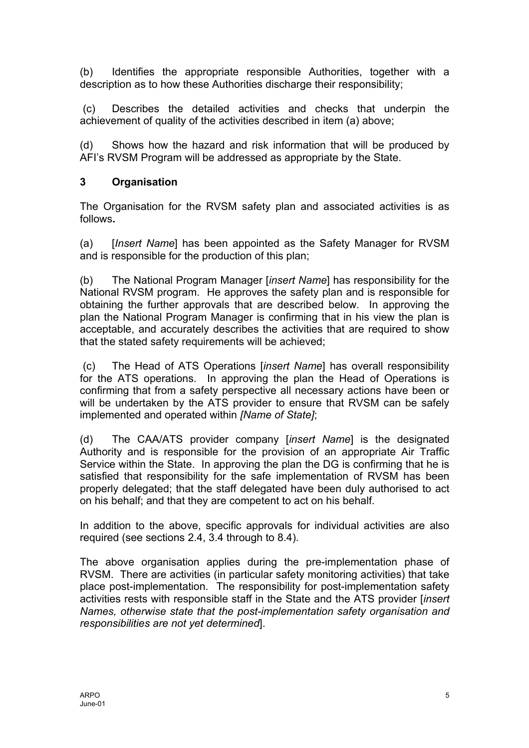(b) Identifies the appropriate responsible Authorities, together with a description as to how these Authorities discharge their responsibility;

(c) Describes the detailed activities and checks that underpin the achievement of quality of the activities described in item (a) above;

(d) Shows how the hazard and risk information that will be produced by AFI's RVSM Program will be addressed as appropriate by the State.

## 3 Organisation

The Organisation for the RVSM safety plan and associated activities is as follows**.**

(a) [*Insert Name*] has been appointed as the Safety Manager for RVSM and is responsible for the production of this plan;

(b) The National Program Manager [*insert Name*] has responsibility for the National RVSM program. He approves the safety plan and is responsible for obtaining the further approvals that are described below. In approving the plan the National Program Manager is confirming that in his view the plan is acceptable, and accurately describes the activities that are required to show that the stated safety requirements will be achieved;

(c) The Head of ATS Operations [*insert Name*] has overall responsibility for the ATS operations. In approving the plan the Head of Operations is confirming that from a safety perspective all necessary actions have been or will be undertaken by the ATS provider to ensure that RVSM can be safely implemented and operated within *[Name of State]*;

(d) The CAA/ATS provider company [*insert Name*] is the designated Authority and is responsible for the provision of an appropriate Air Traffic Service within the State. In approving the plan the DG is confirming that he is satisfied that responsibility for the safe implementation of RVSM has been properly delegated; that the staff delegated have been duly authorised to act on his behalf; and that they are competent to act on his behalf.

In addition to the above, specific approvals for individual activities are also required (see sections 2.4, 3.4 through to 8.4).

The above organisation applies during the pre-implementation phase of RVSM. There are activities (in particular safety monitoring activities) that take place post-implementation. The responsibility for post-implementation safety activities rests with responsible staff in the State and the ATS provider [*insert Names, otherwise state that the post-implementation safety organisation and responsibilities are not yet determined*].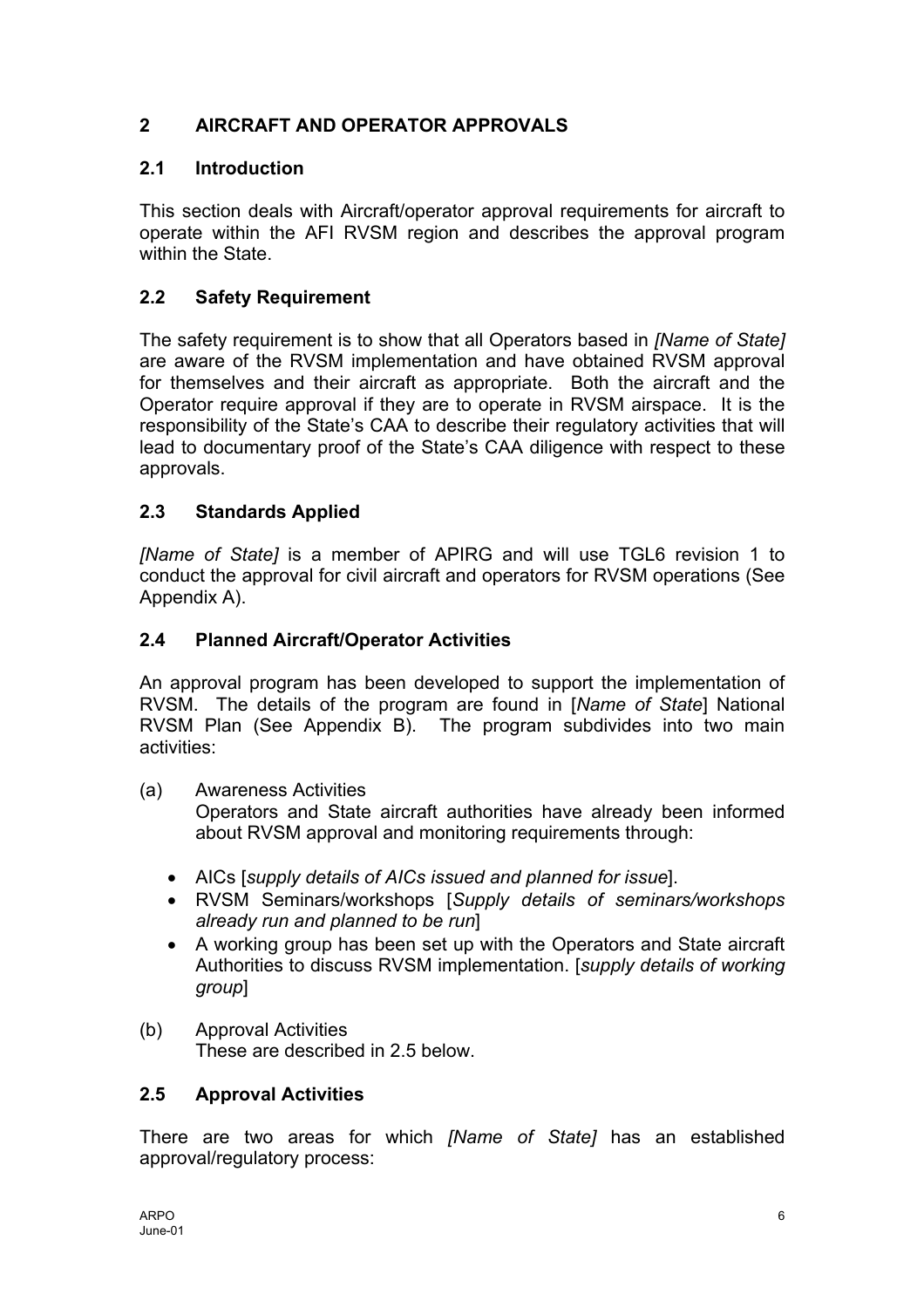# 2 AIRCRAFT AND OPERATOR APPROVALS

## 2.1 Introduction

This section deals with Aircraft/operator approval requirements for aircraft to operate within the AFI RVSM region and describes the approval program within the State.

## 2.2 Safety Requirement

The safety requirement is to show that all Operators based in *[Name of State]* are aware of the RVSM implementation and have obtained RVSM approval for themselves and their aircraft as appropriate. Both the aircraft and the Operator require approval if they are to operate in RVSM airspace. It is the responsibility of the State's CAA to describe their regulatory activities that will lead to documentary proof of the State's CAA diligence with respect to these approvals.

## 2.3 Standards Applied

*[Name of State]* is a member of APIRG and will use TGL6 revision 1 to conduct the approval for civil aircraft and operators for RVSM operations (See Appendix A).

## 2.4 Planned Aircraft/Operator Activities

An approval program has been developed to support the implementation of RVSM. The details of the program are found in [*Name of State*] National RVSM Plan (See Appendix B). The program subdivides into two main activities:

(a) Awareness Activities
Operators and State aircraft authorities have already been informed about RVSM approval and monitoring requirements through:

- AICs [*supply details of AICs issued and planned for issue*].
- RVSM Seminars/workshops [*Supply details of seminars/workshops already run and planned to be run*]
- A working group has been set up with the Operators and State aircraft Authorities to discuss RVSM implementation. [*supply details of working group*]

(b) Approval Activities
These are described in 2.5 below.

## 2.5 Approval Activities

There are two areas for which *[Name of State]* has an established approval/regulatory process: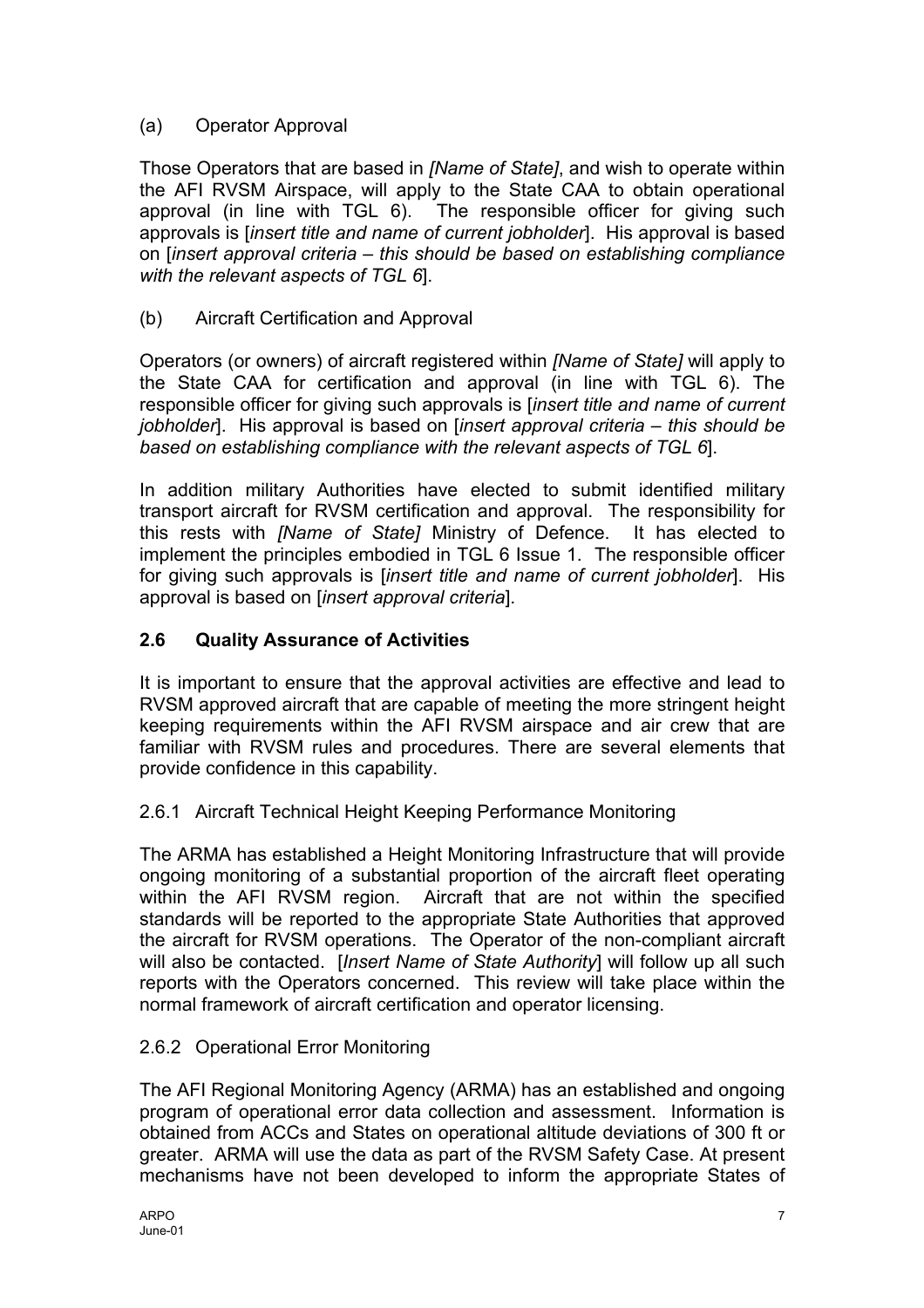(a) Operator Approval

Those Operators that are based in *[Name of State]*, and wish to operate within the AFI RVSM Airspace, will apply to the State CAA to obtain operational approval (in line with TGL 6). The responsible officer for giving such approvals is [*insert title and name of current jobholder*]. His approval is based on [*insert approval criteria – this should be based on establishing compliance with the relevant aspects of TGL 6*].

(b) Aircraft Certification and Approval

Operators (or owners) of aircraft registered within *[Name of State]* will apply to the State CAA for certification and approval (in line with TGL 6). The responsible officer for giving such approvals is [*insert title and name of current jobholder*]. His approval is based on [*insert approval criteria – this should be based on establishing compliance with the relevant aspects of TGL 6*].

In addition military Authorities have elected to submit identified military transport aircraft for RVSM certification and approval. The responsibility for this rests with *[Name of State]* Ministry of Defence. It has elected to implement the principles embodied in TGL 6 Issue 1. The responsible officer for giving such approvals is [*insert title and name of current jobholder*]. His approval is based on [*insert approval criteria*].

### 2.6 Quality Assurance of Activities

It is important to ensure that the approval activities are effective and lead to RVSM approved aircraft that are capable of meeting the more stringent height keeping requirements within the AFI RVSM airspace and air crew that are familiar with RVSM rules and procedures. There are several elements that provide confidence in this capability.

2.6.1 Aircraft Technical Height Keeping Performance Monitoring

The ARMA has established a Height Monitoring Infrastructure that will provide ongoing monitoring of a substantial proportion of the aircraft fleet operating within the AFI RVSM region. Aircraft that are not within the specified standards will be reported to the appropriate State Authorities that approved the aircraft for RVSM operations. The Operator of the non-compliant aircraft will also be contacted. [*Insert Name of State Authority*] will follow up all such reports with the Operators concerned. This review will take place within the normal framework of aircraft certification and operator licensing.

2.6.2 Operational Error Monitoring

The AFI Regional Monitoring Agency (ARMA) has an established and ongoing program of operational error data collection and assessment. Information is obtained from ACCs and States on operational altitude deviations of 300 ft or greater. ARMA will use the data as part of the RVSM Safety Case. At present mechanisms have not been developed to inform the appropriate States of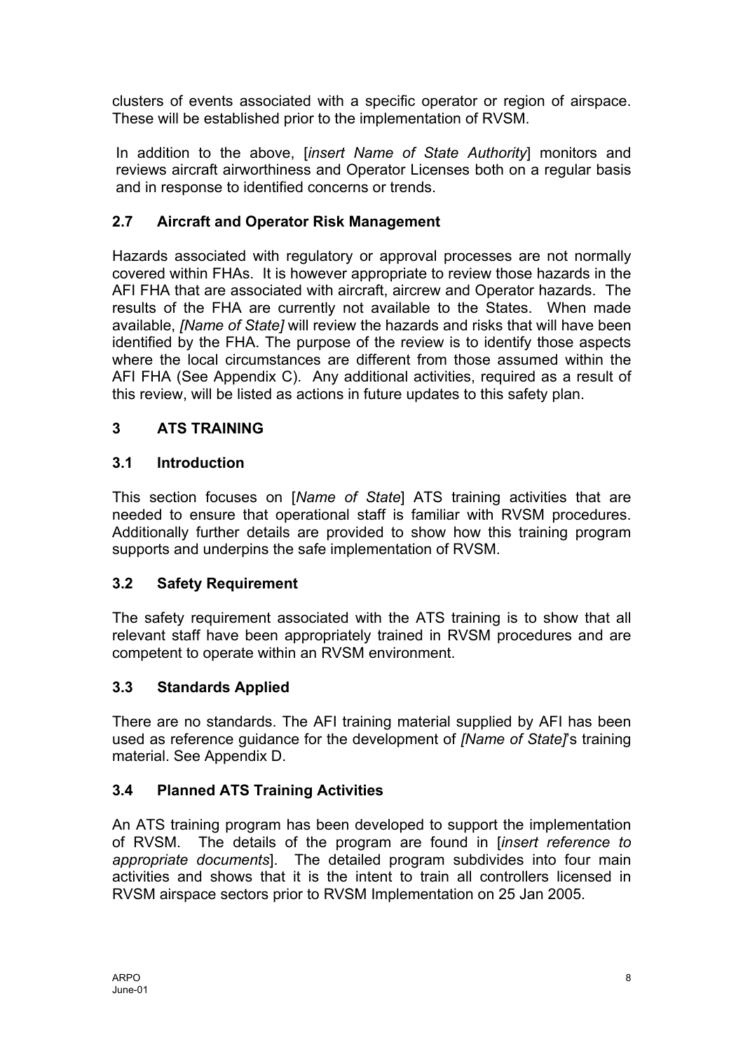clusters of events associated with a specific operator or region of airspace. These will be established prior to the implementation of RVSM.

In addition to the above, [*insert Name of State Authority*] monitors and reviews aircraft airworthiness and Operator Licenses both on a regular basis and in response to identified concerns or trends.

### 2.7 Aircraft and Operator Risk Management

Hazards associated with regulatory or approval processes are not normally covered within FHAs. It is however appropriate to review those hazards in the AFI FHA that are associated with aircraft, aircrew and Operator hazards. The results of the FHA are currently not available to the States. When made available, *[Name of State]* will review the hazards and risks that will have been identified by the FHA. The purpose of the review is to identify those aspects where the local circumstances are different from those assumed within the AFI FHA (See Appendix C). Any additional activities, required as a result of this review, will be listed as actions in future updates to this safety plan.

## 3 ATS TRAINING

### 3.1 Introduction

This section focuses on [*Name of State*] ATS training activities that are needed to ensure that operational staff is familiar with RVSM procedures. Additionally further details are provided to show how this training program supports and underpins the safe implementation of RVSM.

### 3.2 Safety Requirement

The safety requirement associated with the ATS training is to show that all relevant staff have been appropriately trained in RVSM procedures and are competent to operate within an RVSM environment.

### 3.3 Standards Applied

There are no standards. The AFI training material supplied by AFI has been used as reference guidance for the development of *[Name of State]*'s training material. See Appendix D.

### 3.4 Planned ATS Training Activities

An ATS training program has been developed to support the implementation of RVSM. The details of the program are found in [*insert reference to appropriate documents*]. The detailed program subdivides into four main activities and shows that it is the intent to train all controllers licensed in RVSM airspace sectors prior to RVSM Implementation on 25 Jan 2005.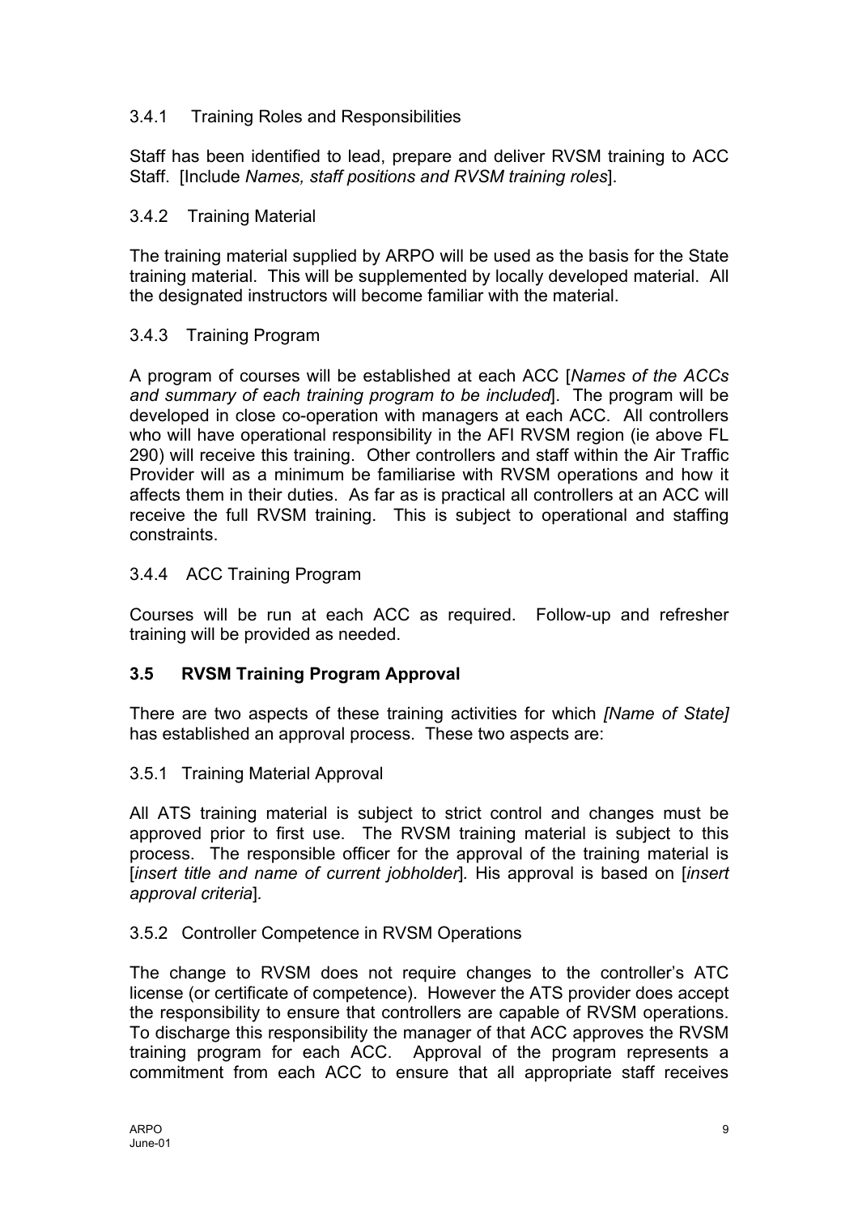### 3.4.1 Training Roles and Responsibilities

Staff has been identified to lead, prepare and deliver RVSM training to ACC Staff. [Include *Names, staff positions and RVSM training roles*].

### 3.4.2 Training Material

The training material supplied by ARPO will be used as the basis for the State training material. This will be supplemented by locally developed material. All the designated instructors will become familiar with the material.

### 3.4.3 Training Program

A program of courses will be established at each ACC [*Names of the ACCs and summary of each training program to be included*]. The program will be developed in close co-operation with managers at each ACC. All controllers who will have operational responsibility in the AFI RVSM region (ie above FL 290) will receive this training. Other controllers and staff within the Air Traffic Provider will as a minimum be familiarise with RVSM operations and how it affects them in their duties. As far as is practical all controllers at an ACC will receive the full RVSM training. This is subject to operational and staffing constraints.

### 3.4.4 ACC Training Program

Courses will be run at each ACC as required. Follow-up and refresher training will be provided as needed.

## 3.5 RVSM Training Program Approval

There are two aspects of these training activities for which *[Name of State]* has established an approval process. These two aspects are:

### 3.5.1 Training Material Approval

All ATS training material is subject to strict control and changes must be approved prior to first use. The RVSM training material is subject to this process. The responsible officer for the approval of the training material is [*insert title and name of current jobholder*]. His approval is based on [*insert approval criteria*].

### 3.5.2 Controller Competence in RVSM Operations

The change to RVSM does not require changes to the controller's ATC license (or certificate of competence). However the ATS provider does accept the responsibility to ensure that controllers are capable of RVSM operations. To discharge this responsibility the manager of that ACC approves the RVSM training program for each ACC. Approval of the program represents a commitment from each ACC to ensure that all appropriate staff receives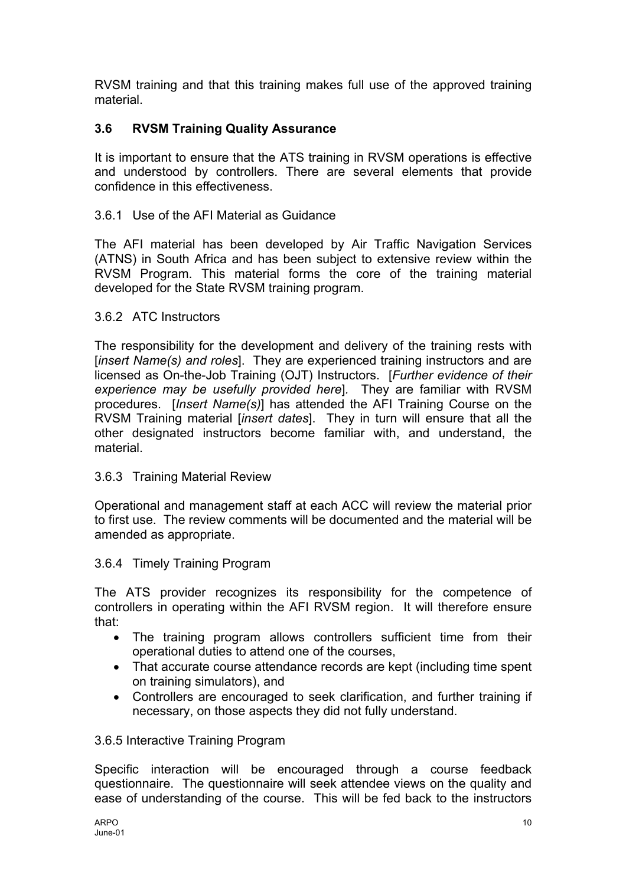RVSM training and that this training makes full use of the approved training material.

### 3.6 RVSM Training Quality Assurance

It is important to ensure that the ATS training in RVSM operations is effective and understood by controllers. There are several elements that provide confidence in this effectiveness.

#### 3.6.1 Use of the AFI Material as Guidance

The AFI material has been developed by Air Traffic Navigation Services (ATNS) in South Africa and has been subject to extensive review within the RVSM Program. This material forms the core of the training material developed for the State RVSM training program.

#### 3.6.2 ATC Instructors

The responsibility for the development and delivery of the training rests with [*insert Name(s) and roles*]. They are experienced training instructors and are licensed as On-the-Job Training (OJT) Instructors. [*Further evidence of their experience may be usefully provided here*]. They are familiar with RVSM procedures. [*Insert Name(s)*] has attended the AFI Training Course on the RVSM Training material [*insert dates*]. They in turn will ensure that all the other designated instructors become familiar with, and understand, the material.

#### 3.6.3 Training Material Review

Operational and management staff at each ACC will review the material prior to first use. The review comments will be documented and the material will be amended as appropriate.

#### 3.6.4 Timely Training Program

The ATS provider recognizes its responsibility for the competence of controllers in operating within the AFI RVSM region. It will therefore ensure that:

- The training program allows controllers sufficient time from their operational duties to attend one of the courses,
- That accurate course attendance records are kept (including time spent on training simulators), and
- Controllers are encouraged to seek clarification, and further training if necessary, on those aspects they did not fully understand.

#### 3.6.5 Interactive Training Program

Specific interaction will be encouraged through a course feedback questionnaire. The questionnaire will seek attendee views on the quality and ease of understanding of the course. This will be fed back to the instructors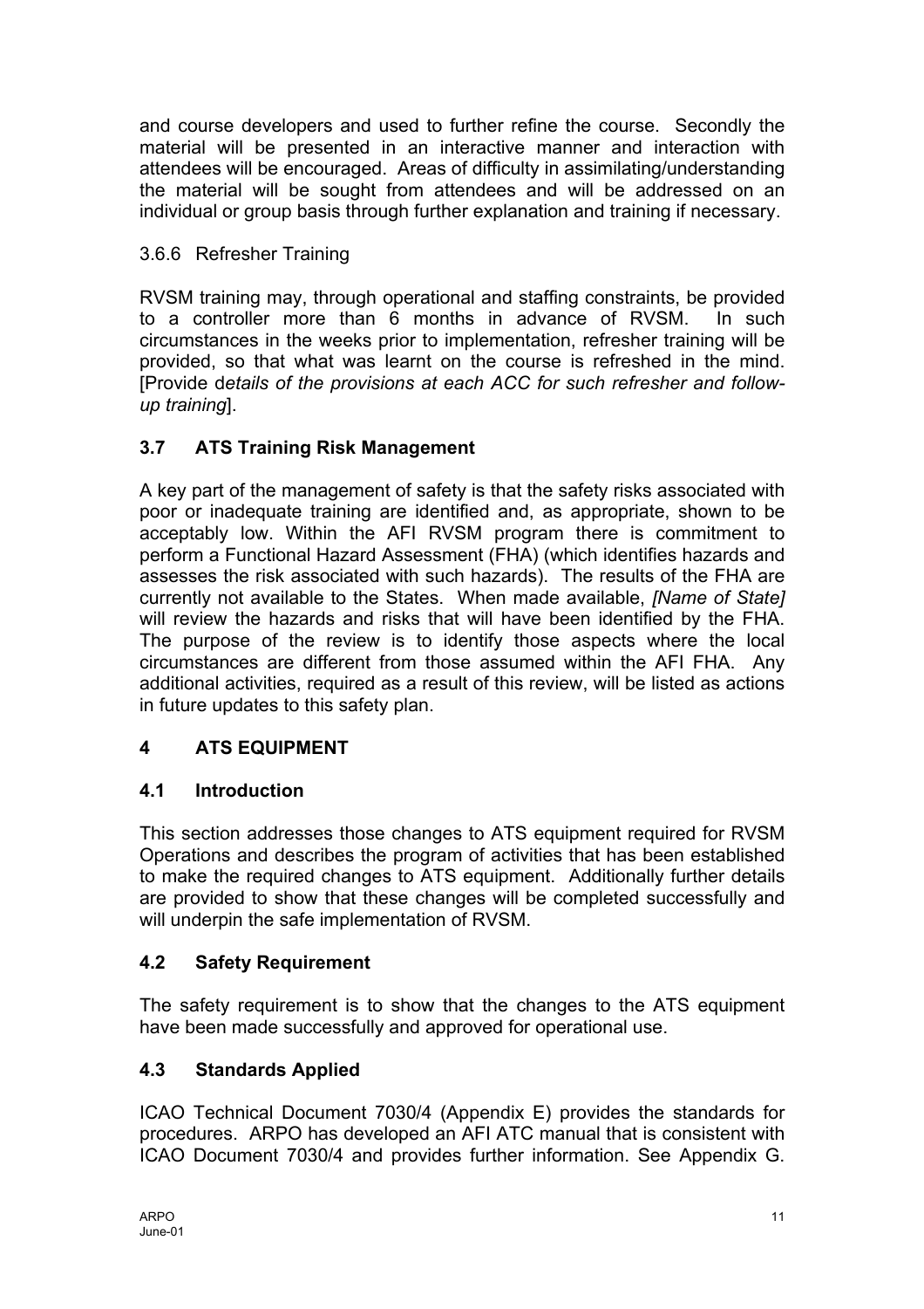and course developers and used to further refine the course. Secondly the material will be presented in an interactive manner and interaction with attendees will be encouraged. Areas of difficulty in assimilating/understanding the material will be sought from attendees and will be addressed on an individual or group basis through further explanation and training if necessary.

3.6.6 Refresher Training

RVSM training may, through operational and staffing constraints, be provided to a controller more than 6 months in advance of RVSM. In such circumstances in the weeks prior to implementation, refresher training will be provided, so that what was learnt on the course is refreshed in the mind. [Provide d*etails of the provisions at each ACC for such refresher and follow-up training*].

### 3.7 ATS Training Risk Management

A key part of the management of safety is that the safety risks associated with poor or inadequate training are identified and, as appropriate, shown to be acceptably low. Within the AFI RVSM program there is commitment to perform a Functional Hazard Assessment (FHA) (which identifies hazards and assesses the risk associated with such hazards). The results of the FHA are currently not available to the States. When made available, *[Name of State]* will review the hazards and risks that will have been identified by the FHA. The purpose of the review is to identify those aspects where the local circumstances are different from those assumed within the AFI FHA. Any additional activities, required as a result of this review, will be listed as actions in future updates to this safety plan.

## 4 ATS EQUIPMENT

### 4.1 Introduction

This section addresses those changes to ATS equipment required for RVSM Operations and describes the program of activities that has been established to make the required changes to ATS equipment. Additionally further details are provided to show that these changes will be completed successfully and will underpin the safe implementation of RVSM.

### 4.2 Safety Requirement

The safety requirement is to show that the changes to the ATS equipment have been made successfully and approved for operational use.

### 4.3 Standards Applied

ICAO Technical Document 7030/4 (Appendix E) provides the standards for procedures. ARPO has developed an AFI ATC manual that is consistent with ICAO Document 7030/4 and provides further information. See Appendix G.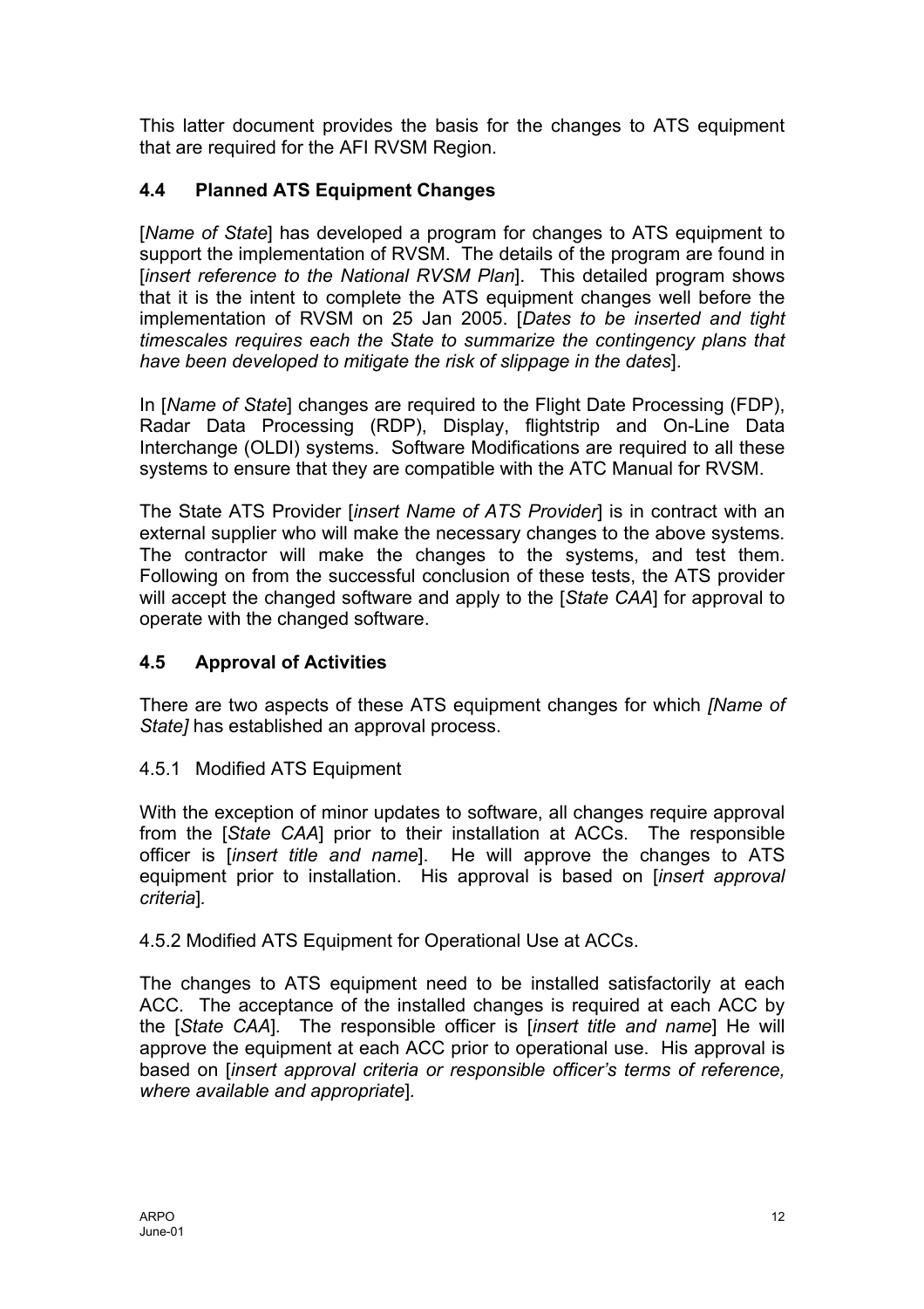This latter document provides the basis for the changes to ATS equipment that are required for the AFI RVSM Region.

### 4.4 Planned ATS Equipment Changes

[*Name of State*] has developed a program for changes to ATS equipment to support the implementation of RVSM. The details of the program are found in [*insert reference to the National RVSM Plan*]. This detailed program shows that it is the intent to complete the ATS equipment changes well before the implementation of RVSM on 25 Jan 2005. [*Dates to be inserted and tight timescales requires each the State to summarize the contingency plans that have been developed to mitigate the risk of slippage in the dates*].

In [*Name of State*] changes are required to the Flight Date Processing (FDP), Radar Data Processing (RDP), Display, flightstrip and On-Line Data Interchange (OLDI) systems. Software Modifications are required to all these systems to ensure that they are compatible with the ATC Manual for RVSM.

The State ATS Provider [*insert Name of ATS Provider*] is in contract with an external supplier who will make the necessary changes to the above systems. The contractor will make the changes to the systems, and test them. Following on from the successful conclusion of these tests, the ATS provider will accept the changed software and apply to the [*State CAA*] for approval to operate with the changed software.

### 4.5 Approval of Activities

There are two aspects of these ATS equipment changes for which *[Name of State]* has established an approval process.

4.5.1 Modified ATS Equipment

With the exception of minor updates to software, all changes require approval from the [*State CAA*] prior to their installation at ACCs. The responsible officer is [*insert title and name*]. He will approve the changes to ATS equipment prior to installation. His approval is based on [*insert approval criteria*].

4.5.2 Modified ATS Equipment for Operational Use at ACCs.

The changes to ATS equipment need to be installed satisfactorily at each ACC. The acceptance of the installed changes is required at each ACC by the [*State CAA*]. The responsible officer is [*insert title and name*] He will approve the equipment at each ACC prior to operational use. His approval is based on [*insert approval criteria or responsible officer's terms of reference, where available and appropriate*].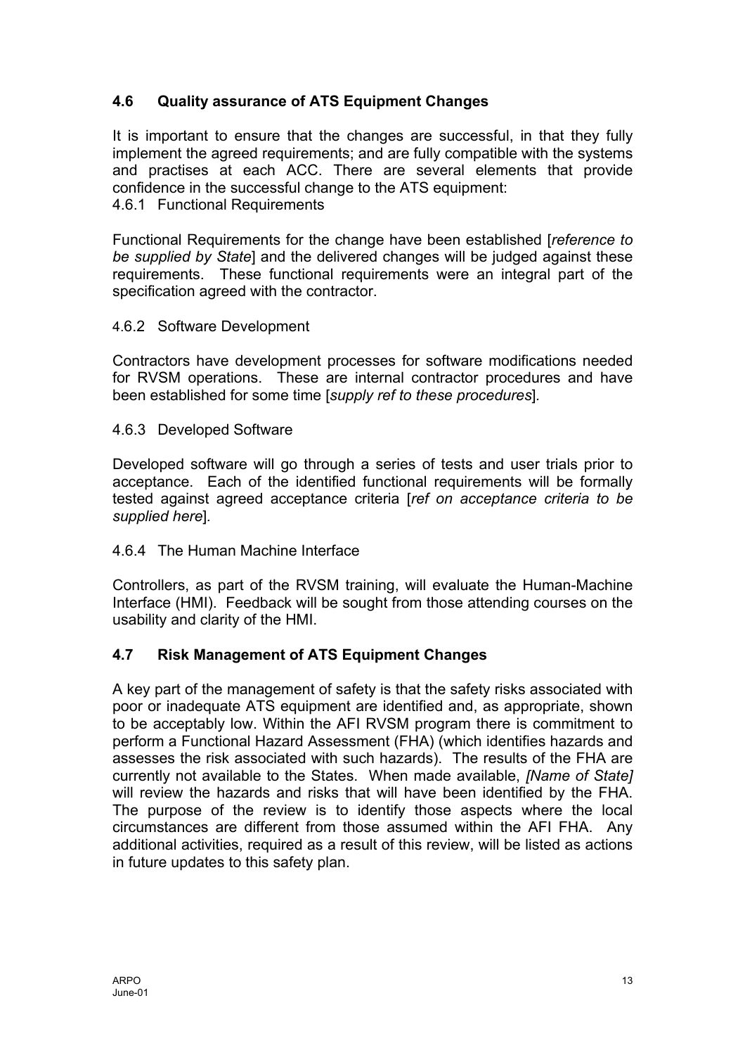### 4.6 Quality assurance of ATS Equipment Changes

It is important to ensure that the changes are successful, in that they fully implement the agreed requirements; and are fully compatible with the systems and practises at each ACC. There are several elements that provide confidence in the successful change to the ATS equipment:

4.6.1 Functional Requirements

Functional Requirements for the change have been established [*reference to be supplied by State*] and the delivered changes will be judged against these requirements. These functional requirements were an integral part of the specification agreed with the contractor.

4.6.2 Software Development

Contractors have development processes for software modifications needed for RVSM operations. These are internal contractor procedures and have been established for some time [*supply ref to these procedures*].

4.6.3 Developed Software

Developed software will go through a series of tests and user trials prior to acceptance. Each of the identified functional requirements will be formally tested against agreed acceptance criteria [*ref on acceptance criteria to be supplied here*].

4.6.4 The Human Machine Interface

Controllers, as part of the RVSM training, will evaluate the Human-Machine Interface (HMI). Feedback will be sought from those attending courses on the usability and clarity of the HMI.

### 4.7 Risk Management of ATS Equipment Changes

A key part of the management of safety is that the safety risks associated with poor or inadequate ATS equipment are identified and, as appropriate, shown to be acceptably low. Within the AFI RVSM program there is commitment to perform a Functional Hazard Assessment (FHA) (which identifies hazards and assesses the risk associated with such hazards). The results of the FHA are currently not available to the States. When made available, *[Name of State]* will review the hazards and risks that will have been identified by the FHA. The purpose of the review is to identify those aspects where the local circumstances are different from those assumed within the AFI FHA. Any additional activities, required as a result of this review, will be listed as actions in future updates to this safety plan.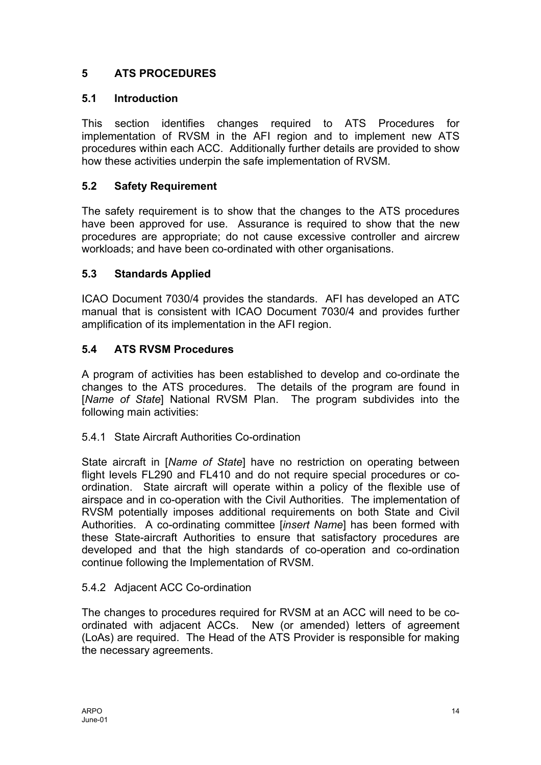## 5 ATS PROCEDURES

### 5.1 Introduction

This section identifies changes required to ATS Procedures for implementation of RVSM in the AFI region and to implement new ATS procedures within each ACC. Additionally further details are provided to show how these activities underpin the safe implementation of RVSM.

### 5.2 Safety Requirement

The safety requirement is to show that the changes to the ATS procedures have been approved for use. Assurance is required to show that the new procedures are appropriate; do not cause excessive controller and aircrew workloads; and have been co-ordinated with other organisations.

### 5.3 Standards Applied

ICAO Document 7030/4 provides the standards. AFI has developed an ATC manual that is consistent with ICAO Document 7030/4 and provides further amplification of its implementation in the AFI region.

### 5.4 ATS RVSM Procedures

A program of activities has been established to develop and co-ordinate the changes to the ATS procedures. The details of the program are found in [*Name of State*] National RVSM Plan. The program subdivides into the following main activities:

#### 5.4.1 State Aircraft Authorities Co-ordination

State aircraft in [*Name of State*] have no restriction on operating between flight levels FL290 and FL410 and do not require special procedures or co-ordination. State aircraft will operate within a policy of the flexible use of airspace and in co-operation with the Civil Authorities. The implementation of RVSM potentially imposes additional requirements on both State and Civil Authorities. A co-ordinating committee [*insert Name*] has been formed with these State-aircraft Authorities to ensure that satisfactory procedures are developed and that the high standards of co-operation and co-ordination continue following the Implementation of RVSM.

#### 5.4.2 Adjacent ACC Co-ordination

The changes to procedures required for RVSM at an ACC will need to be co-ordinated with adjacent ACCs. New (or amended) letters of agreement (LoAs) are required. The Head of the ATS Provider is responsible for making the necessary agreements.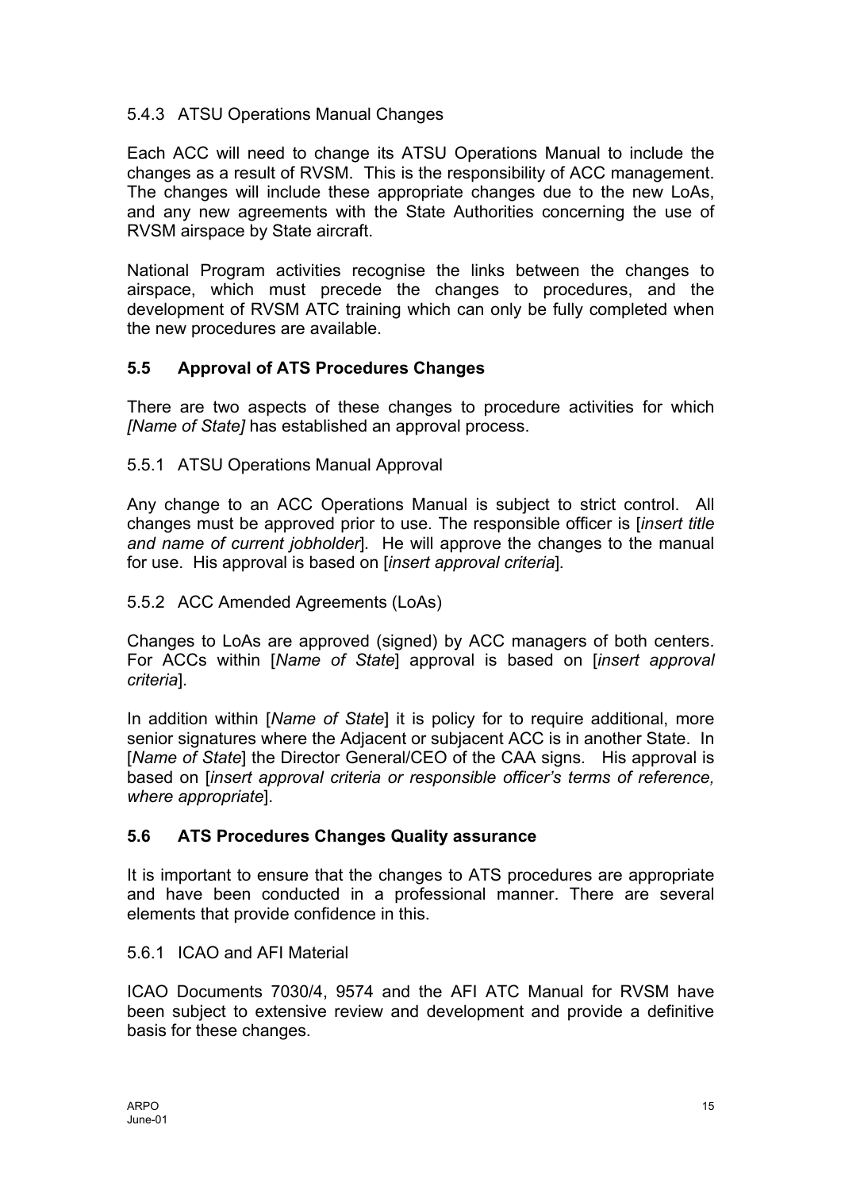5.4.3 ATSU Operations Manual Changes

Each ACC will need to change its ATSU Operations Manual to include the changes as a result of RVSM. This is the responsibility of ACC management. The changes will include these appropriate changes due to the new LoAs, and any new agreements with the State Authorities concerning the use of RVSM airspace by State aircraft.

National Program activities recognise the links between the changes to airspace, which must precede the changes to procedures, and the development of RVSM ATC training which can only be fully completed when the new procedures are available.

## 5.5 Approval of ATS Procedures Changes

There are two aspects of these changes to procedure activities for which *[Name of State]* has established an approval process.

5.5.1 ATSU Operations Manual Approval

Any change to an ACC Operations Manual is subject to strict control. All changes must be approved prior to use. The responsible officer is [*insert title and name of current jobholder*]. He will approve the changes to the manual for use. His approval is based on [*insert approval criteria*].

5.5.2 ACC Amended Agreements (LoAs)

Changes to LoAs are approved (signed) by ACC managers of both centers. For ACCs within [*Name of State*] approval is based on [*insert approval criteria*].

In addition within [*Name of State*] it is policy for to require additional, more senior signatures where the Adjacent or subjacent ACC is in another State. In [*Name of State*] the Director General/CEO of the CAA signs. His approval is based on [*insert approval criteria or responsible officer's terms of reference, where appropriate*].

## 5.6 ATS Procedures Changes Quality assurance

It is important to ensure that the changes to ATS procedures are appropriate and have been conducted in a professional manner. There are several elements that provide confidence in this.

5.6.1 ICAO and AFI Material

ICAO Documents 7030/4, 9574 and the AFI ATC Manual for RVSM have been subject to extensive review and development and provide a definitive basis for these changes.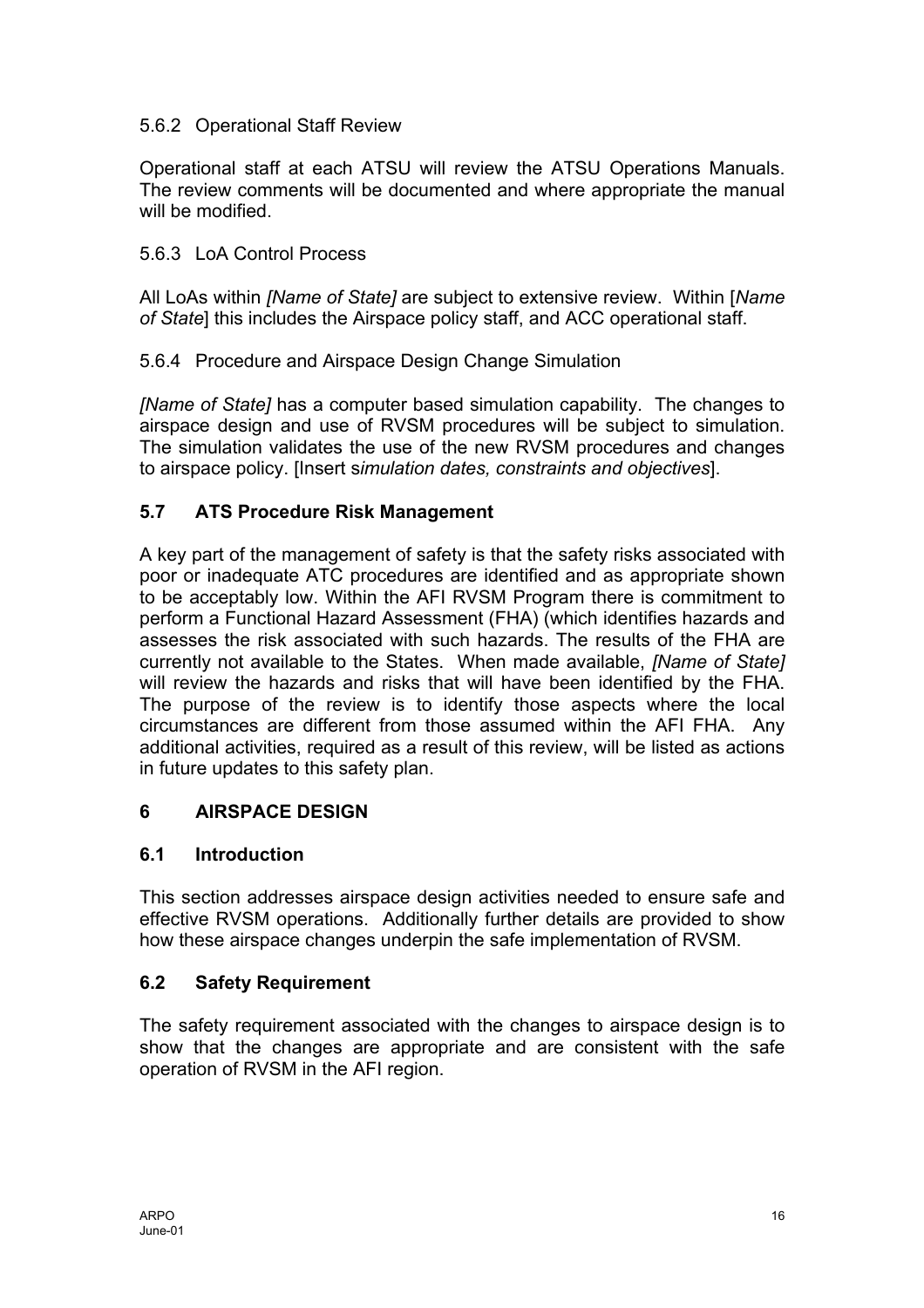5.6.2 Operational Staff Review

Operational staff at each ATSU will review the ATSU Operations Manuals. The review comments will be documented and where appropriate the manual will be modified.

5.6.3 LoA Control Process

All LoAs within *[Name of State]* are subject to extensive review. Within [*Name of State*] this includes the Airspace policy staff, and ACC operational staff.

5.6.4 Procedure and Airspace Design Change Simulation

*[Name of State]* has a computer based simulation capability. The changes to airspace design and use of RVSM procedures will be subject to simulation. The simulation validates the use of the new RVSM procedures and changes to airspace policy. [Insert s*imulation dates, constraints and objectives*].

### 5.7 ATS Procedure Risk Management

A key part of the management of safety is that the safety risks associated with poor or inadequate ATC procedures are identified and as appropriate shown to be acceptably low. Within the AFI RVSM Program there is commitment to perform a Functional Hazard Assessment (FHA) (which identifies hazards and assesses the risk associated with such hazards. The results of the FHA are currently not available to the States. When made available, *[Name of State]* will review the hazards and risks that will have been identified by the FHA. The purpose of the review is to identify those aspects where the local circumstances are different from those assumed within the AFI FHA. Any additional activities, required as a result of this review, will be listed as actions in future updates to this safety plan.

## 6 AIRSPACE DESIGN

### 6.1 Introduction

This section addresses airspace design activities needed to ensure safe and effective RVSM operations. Additionally further details are provided to show how these airspace changes underpin the safe implementation of RVSM.

### 6.2 Safety Requirement

The safety requirement associated with the changes to airspace design is to show that the changes are appropriate and are consistent with the safe operation of RVSM in the AFI region.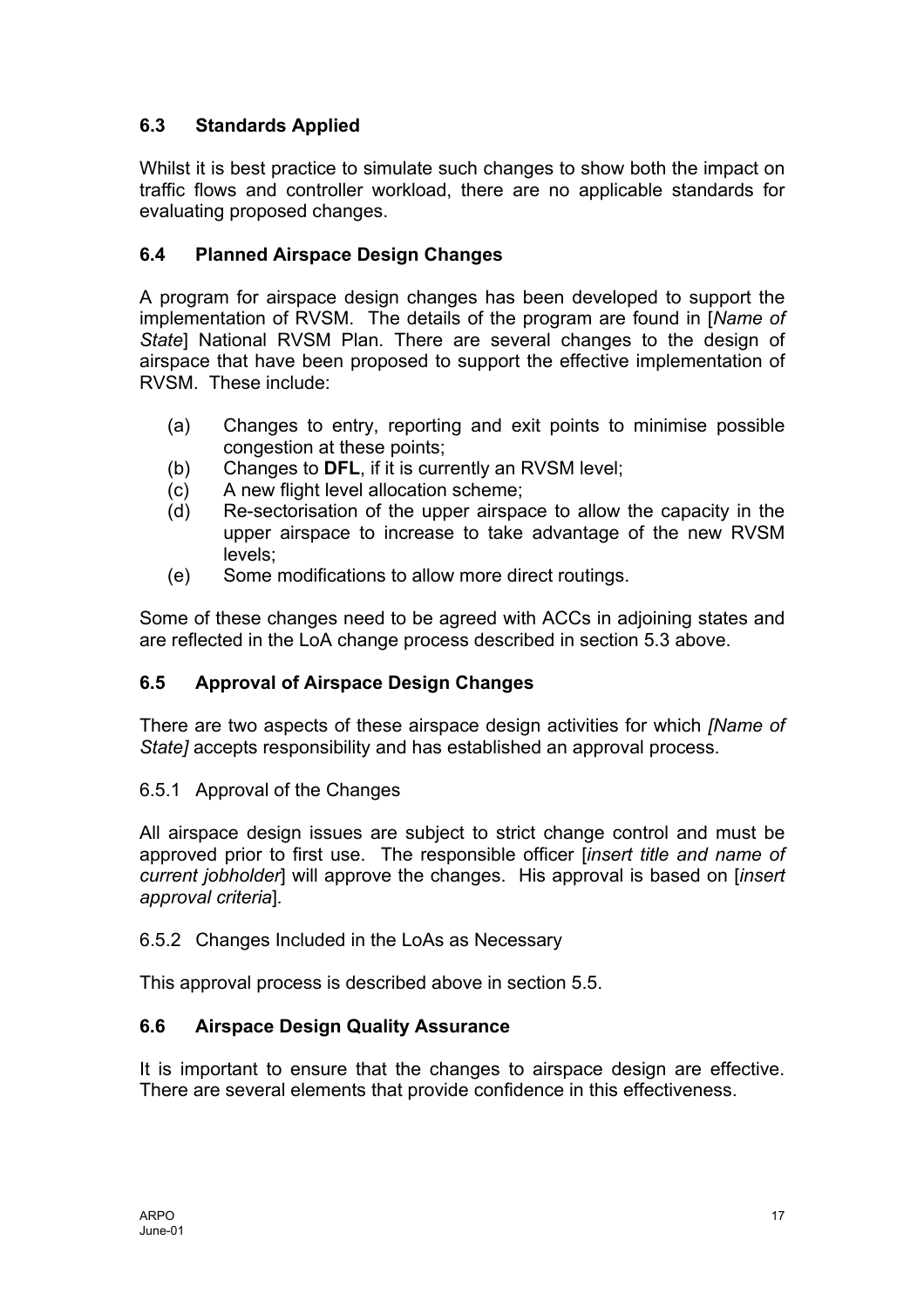### 6.3 Standards Applied

Whilst it is best practice to simulate such changes to show both the impact on traffic flows and controller workload, there are no applicable standards for evaluating proposed changes.

### 6.4 Planned Airspace Design Changes

A program for airspace design changes has been developed to support the implementation of RVSM. The details of the program are found in [*Name of State*] National RVSM Plan. There are several changes to the design of airspace that have been proposed to support the effective implementation of RVSM. These include:

- (a) Changes to entry, reporting and exit points to minimise possible congestion at these points;
- (b) Changes to **DFL**, if it is currently an RVSM level;
- (c) A new flight level allocation scheme;
- (d) Re-sectorisation of the upper airspace to allow the capacity in the upper airspace to increase to take advantage of the new RVSM levels;
- (e) Some modifications to allow more direct routings.

Some of these changes need to be agreed with ACCs in adjoining states and are reflected in the LoA change process described in section 5.3 above.

### 6.5 Approval of Airspace Design Changes

There are two aspects of these airspace design activities for which *[Name of State]* accepts responsibility and has established an approval process.

6.5.1 Approval of the Changes

All airspace design issues are subject to strict change control and must be approved prior to first use. The responsible officer [*insert title and name of current jobholder*] will approve the changes. His approval is based on [*insert approval criteria*].

6.5.2 Changes Included in the LoAs as Necessary

This approval process is described above in section 5.5.

### 6.6 Airspace Design Quality Assurance

It is important to ensure that the changes to airspace design are effective. There are several elements that provide confidence in this effectiveness.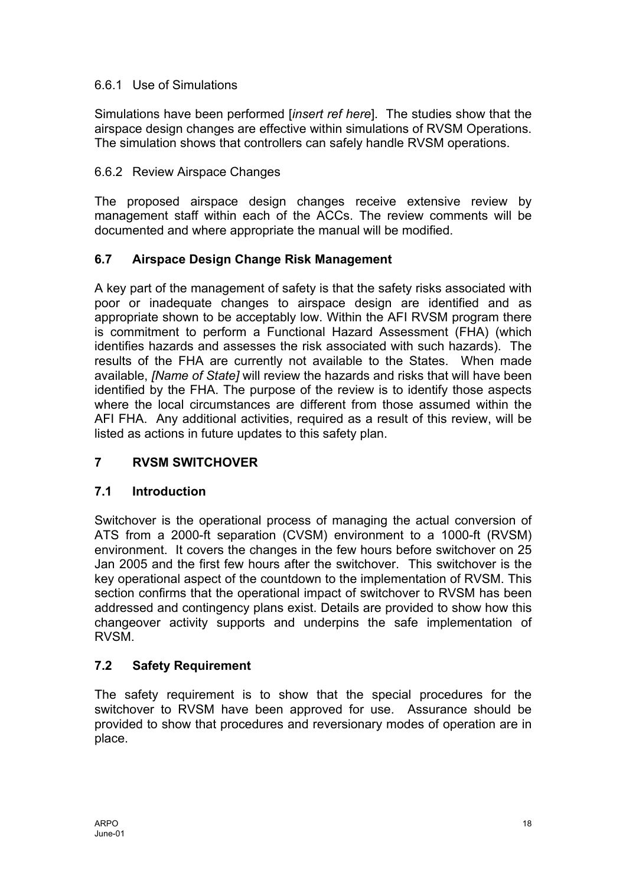#### 6.6.1 Use of Simulations

Simulations have been performed [*insert ref here*]. The studies show that the airspace design changes are effective within simulations of RVSM Operations. The simulation shows that controllers can safely handle RVSM operations.

#### 6.6.2 Review Airspace Changes

The proposed airspace design changes receive extensive review by management staff within each of the ACCs. The review comments will be documented and where appropriate the manual will be modified.

### 6.7 Airspace Design Change Risk Management

A key part of the management of safety is that the safety risks associated with poor or inadequate changes to airspace design are identified and as appropriate shown to be acceptably low. Within the AFI RVSM program there is commitment to perform a Functional Hazard Assessment (FHA) (which identifies hazards and assesses the risk associated with such hazards). The results of the FHA are currently not available to the States. When made available, *[Name of State]* will review the hazards and risks that will have been identified by the FHA. The purpose of the review is to identify those aspects where the local circumstances are different from those assumed within the AFI FHA. Any additional activities, required as a result of this review, will be listed as actions in future updates to this safety plan.

## 7 RVSM SWITCHOVER

### 7.1 Introduction

Switchover is the operational process of managing the actual conversion of ATS from a 2000-ft separation (CVSM) environment to a 1000-ft (RVSM) environment. It covers the changes in the few hours before switchover on 25 Jan 2005 and the first few hours after the switchover. This switchover is the key operational aspect of the countdown to the implementation of RVSM. This section confirms that the operational impact of switchover to RVSM has been addressed and contingency plans exist. Details are provided to show how this changeover activity supports and underpins the safe implementation of RVSM.

### 7.2 Safety Requirement

The safety requirement is to show that the special procedures for the switchover to RVSM have been approved for use. Assurance should be provided to show that procedures and reversionary modes of operation are in place.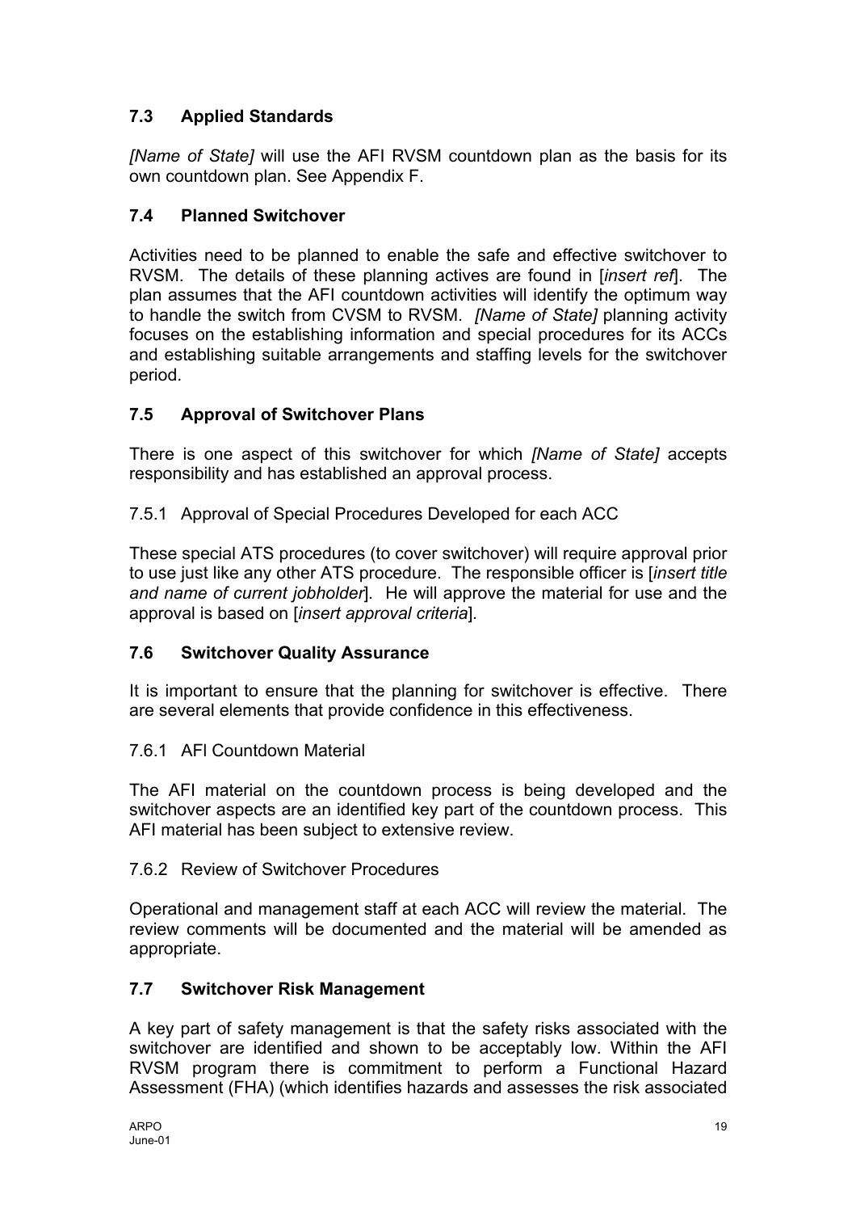## 7.3 Applied Standards

*[Name of State]* will use the AFI RVSM countdown plan as the basis for its own countdown plan. See Appendix F.

## 7.4 Planned Switchover

Activities need to be planned to enable the safe and effective switchover to RVSM. The details of these planning actives are found in [*insert ref*]. The plan assumes that the AFI countdown activities will identify the optimum way to handle the switch from CVSM to RVSM. *[Name of State]* planning activity focuses on the establishing information and special procedures for its ACCs and establishing suitable arrangements and staffing levels for the switchover period.

## 7.5 Approval of Switchover Plans

There is one aspect of this switchover for which *[Name of State]* accepts responsibility and has established an approval process.

7.5.1 Approval of Special Procedures Developed for each ACC

These special ATS procedures (to cover switchover) will require approval prior to use just like any other ATS procedure. The responsible officer is [*insert title and name of current jobholder*]. He will approve the material for use and the approval is based on [*insert approval criteria*].

## 7.6 Switchover Quality Assurance

It is important to ensure that the planning for switchover is effective. There are several elements that provide confidence in this effectiveness.

7.6.1 AFI Countdown Material

The AFI material on the countdown process is being developed and the switchover aspects are an identified key part of the countdown process. This AFI material has been subject to extensive review.

7.6.2 Review of Switchover Procedures

Operational and management staff at each ACC will review the material. The review comments will be documented and the material will be amended as appropriate.

## 7.7 Switchover Risk Management

A key part of safety management is that the safety risks associated with the switchover are identified and shown to be acceptably low. Within the AFI RVSM program there is commitment to perform a Functional Hazard Assessment (FHA) (which identifies hazards and assesses the risk associated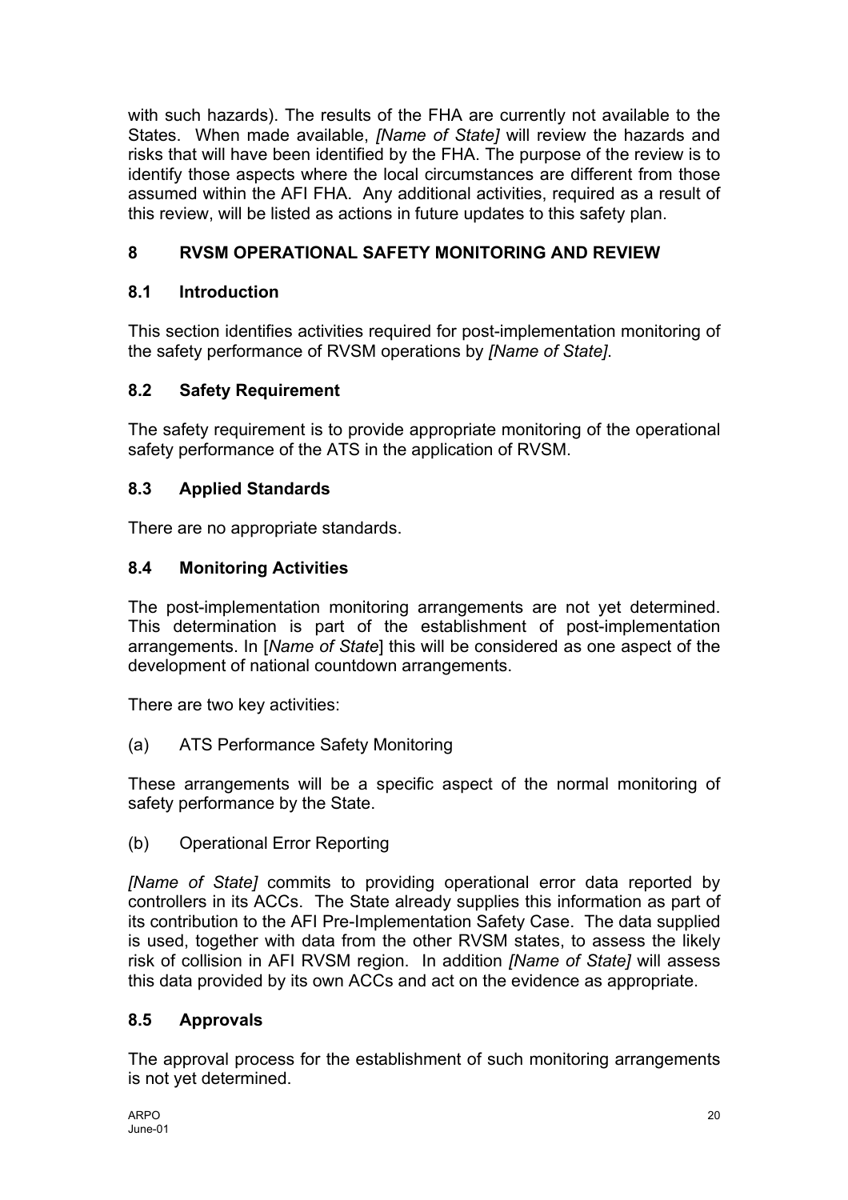with such hazards). The results of the FHA are currently not available to the States. When made available, *[Name of State]* will review the hazards and risks that will have been identified by the FHA. The purpose of the review is to identify those aspects where the local circumstances are different from those assumed within the AFI FHA. Any additional activities, required as a result of this review, will be listed as actions in future updates to this safety plan.

## 8 RVSM OPERATIONAL SAFETY MONITORING AND REVIEW

### 8.1 Introduction

This section identifies activities required for post-implementation monitoring of the safety performance of RVSM operations by *[Name of State]*.

### 8.2 Safety Requirement

The safety requirement is to provide appropriate monitoring of the operational safety performance of the ATS in the application of RVSM.

### 8.3 Applied Standards

There are no appropriate standards.

### 8.4 Monitoring Activities

The post-implementation monitoring arrangements are not yet determined. This determination is part of the establishment of post-implementation arrangements. In [*Name of State*] this will be considered as one aspect of the development of national countdown arrangements.

There are two key activities:

(a) ATS Performance Safety Monitoring

These arrangements will be a specific aspect of the normal monitoring of safety performance by the State.

(b) Operational Error Reporting

*[Name of State]* commits to providing operational error data reported by controllers in its ACCs. The State already supplies this information as part of its contribution to the AFI Pre-Implementation Safety Case. The data supplied is used, together with data from the other RVSM states, to assess the likely risk of collision in AFI RVSM region. In addition *[Name of State]* will assess this data provided by its own ACCs and act on the evidence as appropriate.

### 8.5 Approvals

The approval process for the establishment of such monitoring arrangements is not yet determined.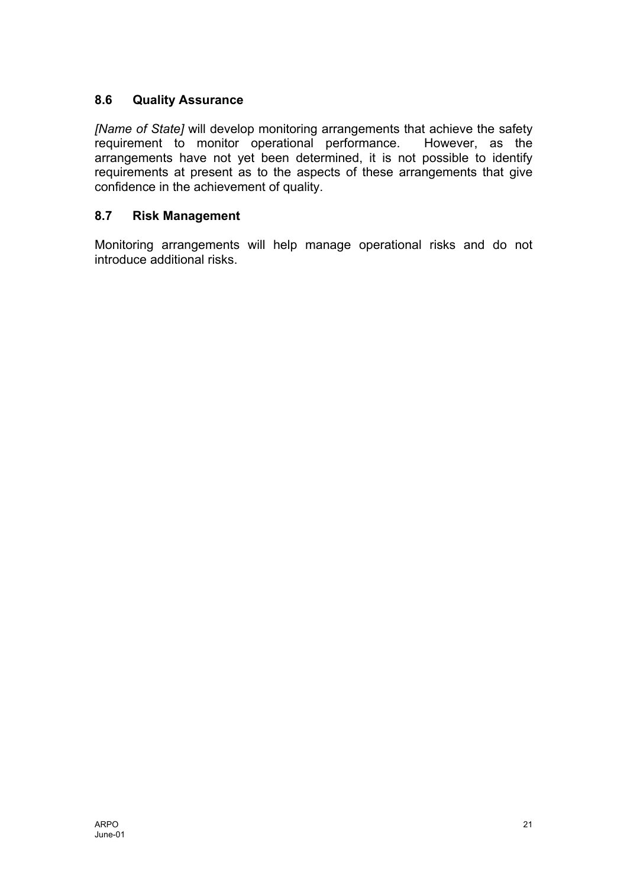### 8.6 Quality Assurance

*[Name of State]* will develop monitoring arrangements that achieve the safety requirement to monitor operational performance. However, as the arrangements have not yet been determined, it is not possible to identify requirements at present as to the aspects of these arrangements that give confidence in the achievement of quality.

### 8.7 Risk Management

Monitoring arrangements will help manage operational risks and do not introduce additional risks.